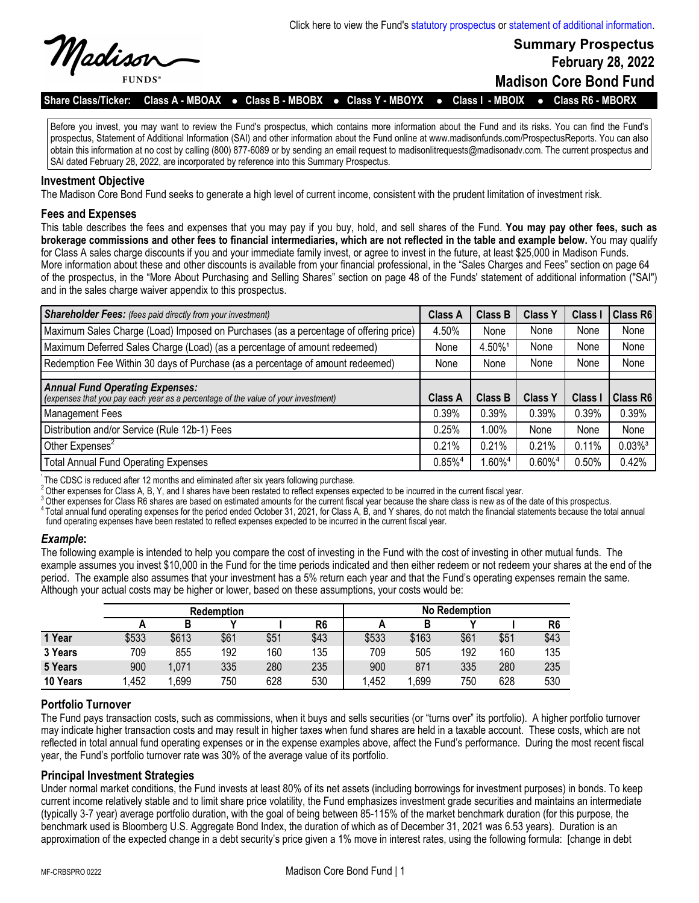Click here to view the Fund's statutory prospectus or statement of additional information.

Madison FUNDS®

# Summary Prospectus
## February 28, 2022
# Madison Core Bond Fund

**Share Class/Ticker: Class A - MBOAX ● Class B - MBOBX ● Class Y - MBOYX ● Class I - MBOIX ● Class R6 - MBORX**

Before you invest, you may want to review the Fund's prospectus, which contains more information about the Fund and its risks. You can find the Fund's prospectus, Statement of Additional Information (SAI) and other information about the Fund online at www.madisonfunds.com/ProspectusReports. You can also obtain this information at no cost by calling (800) 877-6089 or by sending an email request to madisonlitrequests@madisonadv.com. The current prospectus and SAI dated February 28, 2022, are incorporated by reference into this Summary Prospectus.

## Investment Objective

The Madison Core Bond Fund seeks to generate a high level of current income, consistent with the prudent limitation of investment risk.

## Fees and Expenses

This table describes the fees and expenses that you may pay if you buy, hold, and sell shares of the Fund. **You may pay other fees, such as brokerage commissions and other fees to financial intermediaries, which are not reflected in the table and example below.** You may qualify for Class A sales charge discounts if you and your immediate family invest, or agree to invest in the future, at least $25,000 in Madison Funds. More information about these and other discounts is available from your financial professional, in the "Sales Charges and Fees" section on page 64 of the prospectus, in the "More About Purchasing and Selling Shares" section on page 48 of the Funds' statement of additional information ("SAI") and in the sales charge waiver appendix to this prospectus.

| ***Shareholder Fees:*** *(fees paid directly from your investment)* | Class A | Class B | Class Y | Class I | Class R6 |
|---|---|---|---|---|---|
| Maximum Sales Charge (Load) Imposed on Purchases (as a percentage of offering price) | 4.50% | None | None | None | None |
| Maximum Deferred Sales Charge (Load) (as a percentage of amount redeemed) | None | 4.50%[1] | None | None | None |
| Redemption Fee Within 30 days of Purchase (as a percentage of amount redeemed) | None | None | None | None | None |
| ***Annual Fund Operating Expenses:*** *(expenses that you pay each year as a percentage of the value of your investment)* | **Class A** | **Class B** | **Class Y** | **Class I** | **Class R6** |
| Management Fees | 0.39% | 0.39% | 0.39% | 0.39% | 0.39% |
| Distribution and/or Service (Rule 12b-1) Fees | 0.25% | 1.00% | None | None | None |
| Other Expenses[2] | 0.21% | 0.21% | 0.21% | 0.11% | 0.03%[3] |
| Total Annual Fund Operating Expenses | 0.85%[4] | 1.60%[4] | 0.60%[4] | 0.50% | 0.42% |

[1] The CDSC is reduced after 12 months and eliminated after six years following purchase.
[2] Other expenses for Class A, B, Y, and I shares have been restated to reflect expenses expected to be incurred in the current fiscal year.
[3] Other expenses for Class R6 shares are based on estimated amounts for the current fiscal year because the share class is new as of the date of this prospectus.
[4] Total annual fund operating expenses for the period ended October 31, 2021, for Class A, B, and Y shares, do not match the financial statements because the total annual fund operating expenses have been restated to reflect expenses expected to be incurred in the current fiscal year.

### *Example*:

The following example is intended to help you compare the cost of investing in the Fund with the cost of investing in other mutual funds. The example assumes you invest $10,000 in the Fund for the time periods indicated and then either redeem or not redeem your shares at the end of the period. The example also assumes that your investment has a 5% return each year and that the Fund's operating expenses remain the same. Although your actual costs may be higher or lower, based on these assumptions, your costs would be:

| | Redemption | | | | | No Redemption | | | | |
|---|---|---|---|---|---|---|---|---|---|---|
| | A | B | Y | I | R6 | A | B | Y | I | R6 |
| 1 Year | $533 | $613 | $61 | $51 | $43 | $533 | $163 | $61 | $51 | $43 |
| 3 Years | 709 | 855 | 192 | 160 | 135 | 709 | 505 | 192 | 160 | 135 |
| 5 Years | 900 | 1,071 | 335 | 280 | 235 | 900 | 871 | 335 | 280 | 235 |
| 10 Years | 1,452 | 1,699 | 750 | 628 | 530 | 1,452 | 1,699 | 750 | 628 | 530 |

## Portfolio Turnover

The Fund pays transaction costs, such as commissions, when it buys and sells securities (or "turns over" its portfolio). A higher portfolio turnover may indicate higher transaction costs and may result in higher taxes when fund shares are held in a taxable account. These costs, which are not reflected in total annual fund operating expenses or in the expense examples above, affect the Fund's performance. During the most recent fiscal year, the Fund's portfolio turnover rate was 30% of the average value of its portfolio.

## Principal Investment Strategies

Under normal market conditions, the Fund invests at least 80% of its net assets (including borrowings for investment purposes) in bonds. To keep current income relatively stable and to limit share price volatility, the Fund emphasizes investment grade securities and maintains an intermediate (typically 3-7 year) average portfolio duration, with the goal of being between 85-115% of the market benchmark duration (for this purpose, the benchmark used is Bloomberg U.S. Aggregate Bond Index, the duration of which as of December 31, 2021 was 6.53 years). Duration is an approximation of the expected change in a debt security's price given a 1% move in interest rates, using the following formula: [change in debt

MF-CRBSPRO 0222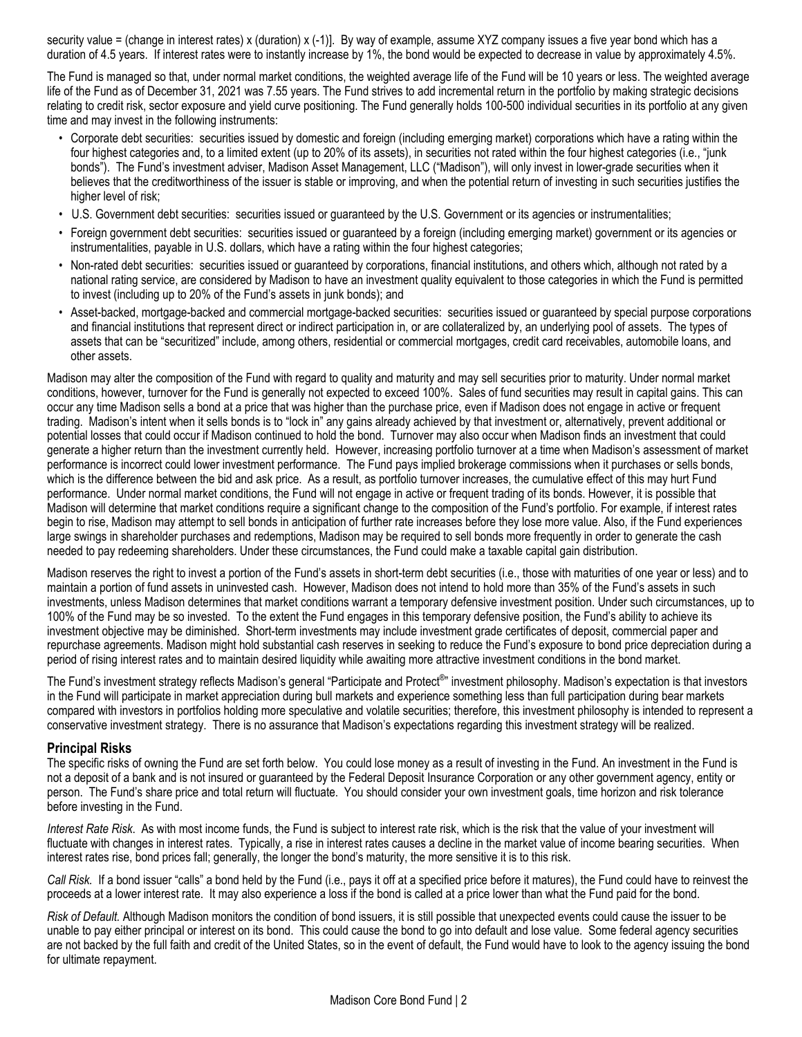security value = (change in interest rates) x (duration) x (-1)]. By way of example, assume XYZ company issues a five year bond which has a duration of 4.5 years. If interest rates were to instantly increase by 1%, the bond would be expected to decrease in value by approximately 4.5%.

The Fund is managed so that, under normal market conditions, the weighted average life of the Fund will be 10 years or less. The weighted average life of the Fund as of December 31, 2021 was 7.55 years. The Fund strives to add incremental return in the portfolio by making strategic decisions relating to credit risk, sector exposure and yield curve positioning. The Fund generally holds 100-500 individual securities in its portfolio at any given time and may invest in the following instruments:

- Corporate debt securities: securities issued by domestic and foreign (including emerging market) corporations which have a rating within the four highest categories and, to a limited extent (up to 20% of its assets), in securities not rated within the four highest categories (i.e., "junk bonds"). The Fund's investment adviser, Madison Asset Management, LLC ("Madison"), will only invest in lower-grade securities when it believes that the creditworthiness of the issuer is stable or improving, and when the potential return of investing in such securities justifies the higher level of risk;
- U.S. Government debt securities: securities issued or guaranteed by the U.S. Government or its agencies or instrumentalities;
- Foreign government debt securities: securities issued or guaranteed by a foreign (including emerging market) government or its agencies or instrumentalities, payable in U.S. dollars, which have a rating within the four highest categories;
- Non-rated debt securities: securities issued or guaranteed by corporations, financial institutions, and others which, although not rated by a national rating service, are considered by Madison to have an investment quality equivalent to those categories in which the Fund is permitted to invest (including up to 20% of the Fund's assets in junk bonds); and
- Asset-backed, mortgage-backed and commercial mortgage-backed securities: securities issued or guaranteed by special purpose corporations and financial institutions that represent direct or indirect participation in, or are collateralized by, an underlying pool of assets. The types of assets that can be "securitized" include, among others, residential or commercial mortgages, credit card receivables, automobile loans, and other assets.

Madison may alter the composition of the Fund with regard to quality and maturity and may sell securities prior to maturity. Under normal market conditions, however, turnover for the Fund is generally not expected to exceed 100%. Sales of fund securities may result in capital gains. This can occur any time Madison sells a bond at a price that was higher than the purchase price, even if Madison does not engage in active or frequent trading. Madison's intent when it sells bonds is to "lock in" any gains already achieved by that investment or, alternatively, prevent additional or potential losses that could occur if Madison continued to hold the bond. Turnover may also occur when Madison finds an investment that could generate a higher return than the investment currently held. However, increasing portfolio turnover at a time when Madison's assessment of market performance is incorrect could lower investment performance. The Fund pays implied brokerage commissions when it purchases or sells bonds, which is the difference between the bid and ask price. As a result, as portfolio turnover increases, the cumulative effect of this may hurt Fund performance. Under normal market conditions, the Fund will not engage in active or frequent trading of its bonds. However, it is possible that Madison will determine that market conditions require a significant change to the composition of the Fund's portfolio. For example, if interest rates begin to rise, Madison may attempt to sell bonds in anticipation of further rate increases before they lose more value. Also, if the Fund experiences large swings in shareholder purchases and redemptions, Madison may be required to sell bonds more frequently in order to generate the cash needed to pay redeeming shareholders. Under these circumstances, the Fund could make a taxable capital gain distribution.

Madison reserves the right to invest a portion of the Fund's assets in short-term debt securities (i.e., those with maturities of one year or less) and to maintain a portion of fund assets in uninvested cash. However, Madison does not intend to hold more than 35% of the Fund's assets in such investments, unless Madison determines that market conditions warrant a temporary defensive investment position. Under such circumstances, up to 100% of the Fund may be so invested. To the extent the Fund engages in this temporary defensive position, the Fund's ability to achieve its investment objective may be diminished. Short-term investments may include investment grade certificates of deposit, commercial paper and repurchase agreements. Madison might hold substantial cash reserves in seeking to reduce the Fund's exposure to bond price depreciation during a period of rising interest rates and to maintain desired liquidity while awaiting more attractive investment conditions in the bond market.

The Fund's investment strategy reflects Madison's general "Participate and Protect®" investment philosophy. Madison's expectation is that investors in the Fund will participate in market appreciation during bull markets and experience something less than full participation during bear markets compared with investors in portfolios holding more speculative and volatile securities; therefore, this investment philosophy is intended to represent a conservative investment strategy. There is no assurance that Madison's expectations regarding this investment strategy will be realized.

## Principal Risks

The specific risks of owning the Fund are set forth below. You could lose money as a result of investing in the Fund. An investment in the Fund is not a deposit of a bank and is not insured or guaranteed by the Federal Deposit Insurance Corporation or any other government agency, entity or person. The Fund's share price and total return will fluctuate. You should consider your own investment goals, time horizon and risk tolerance before investing in the Fund.

*Interest Rate Risk*. As with most income funds, the Fund is subject to interest rate risk, which is the risk that the value of your investment will fluctuate with changes in interest rates. Typically, a rise in interest rates causes a decline in the market value of income bearing securities. When interest rates rise, bond prices fall; generally, the longer the bond's maturity, the more sensitive it is to this risk.

*Call Risk.* If a bond issuer "calls" a bond held by the Fund (i.e., pays it off at a specified price before it matures), the Fund could have to reinvest the proceeds at a lower interest rate. It may also experience a loss if the bond is called at a price lower than what the Fund paid for the bond.

*Risk of Default.* Although Madison monitors the condition of bond issuers, it is still possible that unexpected events could cause the issuer to be unable to pay either principal or interest on its bond. This could cause the bond to go into default and lose value. Some federal agency securities are not backed by the full faith and credit of the United States, so in the event of default, the Fund would have to look to the agency issuing the bond for ultimate repayment.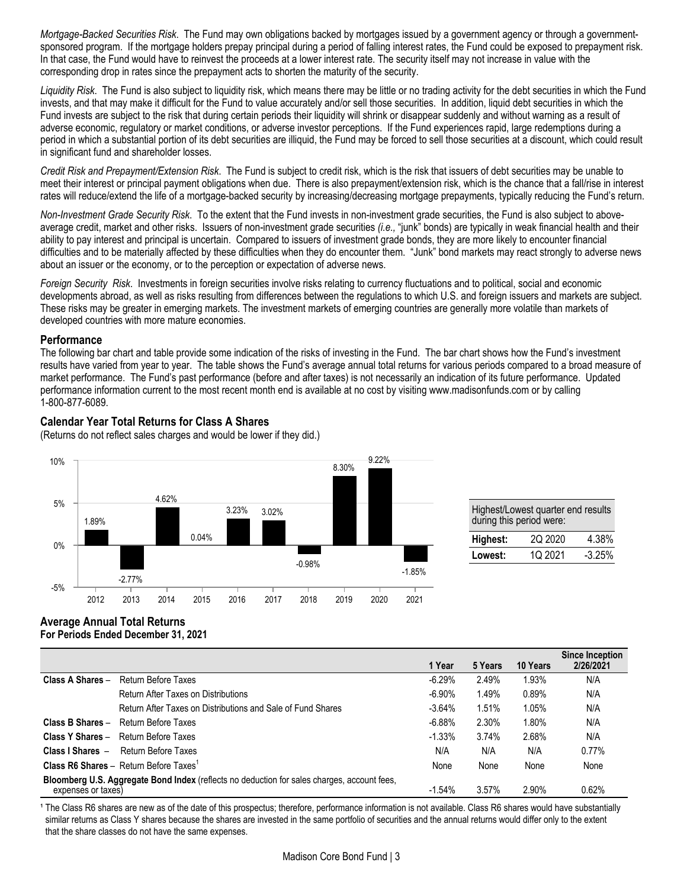*Mortgage-Backed Securities Risk*. The Fund may own obligations backed by mortgages issued by a government agency or through a government-sponsored program. If the mortgage holders prepay principal during a period of falling interest rates, the Fund could be exposed to prepayment risk. In that case, the Fund would have to reinvest the proceeds at a lower interest rate. The security itself may not increase in value with the corresponding drop in rates since the prepayment acts to shorten the maturity of the security.

*Liquidity Risk*. The Fund is also subject to liquidity risk, which means there may be little or no trading activity for the debt securities in which the Fund invests, and that may make it difficult for the Fund to value accurately and/or sell those securities. In addition, liquid debt securities in which the Fund invests are subject to the risk that during certain periods their liquidity will shrink or disappear suddenly and without warning as a result of adverse economic, regulatory or market conditions, or adverse investor perceptions. If the Fund experiences rapid, large redemptions during a period in which a substantial portion of its debt securities are illiquid, the Fund may be forced to sell those securities at a discount, which could result in significant fund and shareholder losses.

*Credit Risk and Prepayment/Extension Risk*. The Fund is subject to credit risk, which is the risk that issuers of debt securities may be unable to meet their interest or principal payment obligations when due. There is also prepayment/extension risk, which is the chance that a fall/rise in interest rates will reduce/extend the life of a mortgage-backed security by increasing/decreasing mortgage prepayments, typically reducing the Fund's return.

*Non-Investment Grade Security Risk*. To the extent that the Fund invests in non-investment grade securities, the Fund is also subject to above-average credit, market and other risks. Issuers of non-investment grade securities *(i.e.,* "junk" bonds) are typically in weak financial health and their ability to pay interest and principal is uncertain. Compared to issuers of investment grade bonds, they are more likely to encounter financial difficulties and to be materially affected by these difficulties when they do encounter them. "Junk" bond markets may react strongly to adverse news about an issuer or the economy, or to the perception or expectation of adverse news.

*Foreign Security Risk*. Investments in foreign securities involve risks relating to currency fluctuations and to political, social and economic developments abroad, as well as risks resulting from differences between the regulations to which U.S. and foreign issuers and markets are subject. These risks may be greater in emerging markets. The investment markets of emerging countries are generally more volatile than markets of developed countries with more mature economies.

## Performance

The following bar chart and table provide some indication of the risks of investing in the Fund. The bar chart shows how the Fund's investment results have varied from year to year. The table shows the Fund's average annual total returns for various periods compared to a broad measure of market performance. The Fund's past performance (before and after taxes) is not necessarily an indication of its future performance. Updated performance information current to the most recent month end is available at no cost by visiting www.madisonfunds.com or by calling 1-800-877-6089.

### Calendar Year Total Returns for Class A Shares

(Returns do not reflect sales charges and would be lower if they did.)

| Year | Return |
|---|---|
| 2012 | 1.89% |
| 2013 | -2.77% |
| 2014 | 4.62% |
| 2015 | 0.04% |
| 2016 | 3.23% |
| 2017 | 3.02% |
| 2018 | -0.98% |
| 2019 | 8.30% |
| 2020 | 9.22% |
| 2021 | -1.85% |

| Highest/Lowest quarter end results during this period were: | | |
|---|---|---|
| **Highest:** | 2Q 2020 | 4.38% |
| **Lowest:** | 1Q 2021 | -3.25% |

### Average Annual Total Returns
**For Periods Ended December 31, 2021**

| | | 1 Year | 5 Years | 10 Years | Since Inception 2/26/2021 |
|---|---|---|---|---|---|
| **Class A Shares** – | Return Before Taxes | -6.29% | 2.49% | 1.93% | N/A |
| | Return After Taxes on Distributions | -6.90% | 1.49% | 0.89% | N/A |
| | Return After Taxes on Distributions and Sale of Fund Shares | -3.64% | 1.51% | 1.05% | N/A |
| **Class B Shares** – | Return Before Taxes | -6.88% | 2.30% | 1.80% | N/A |
| **Class Y Shares** – | Return Before Taxes | -1.33% | 3.74% | 2.68% | N/A |
| **Class I Shares** – | Return Before Taxes | N/A | N/A | N/A | 0.77% |
| **Class R6 Shares** – | Return Before Taxes[1] | None | None | None | None |
| **Bloomberg U.S. Aggregate Bond Index** (reflects no deduction for sales charges, account fees, expenses or taxes) | | -1.54% | 3.57% | 2.90% | 0.62% |

[1] The Class R6 shares are new as of the date of this prospectus; therefore, performance information is not available. Class R6 shares would have substantially similar returns as Class Y shares because the shares are invested in the same portfolio of securities and the annual returns would differ only to the extent that the share classes do not have the same expenses.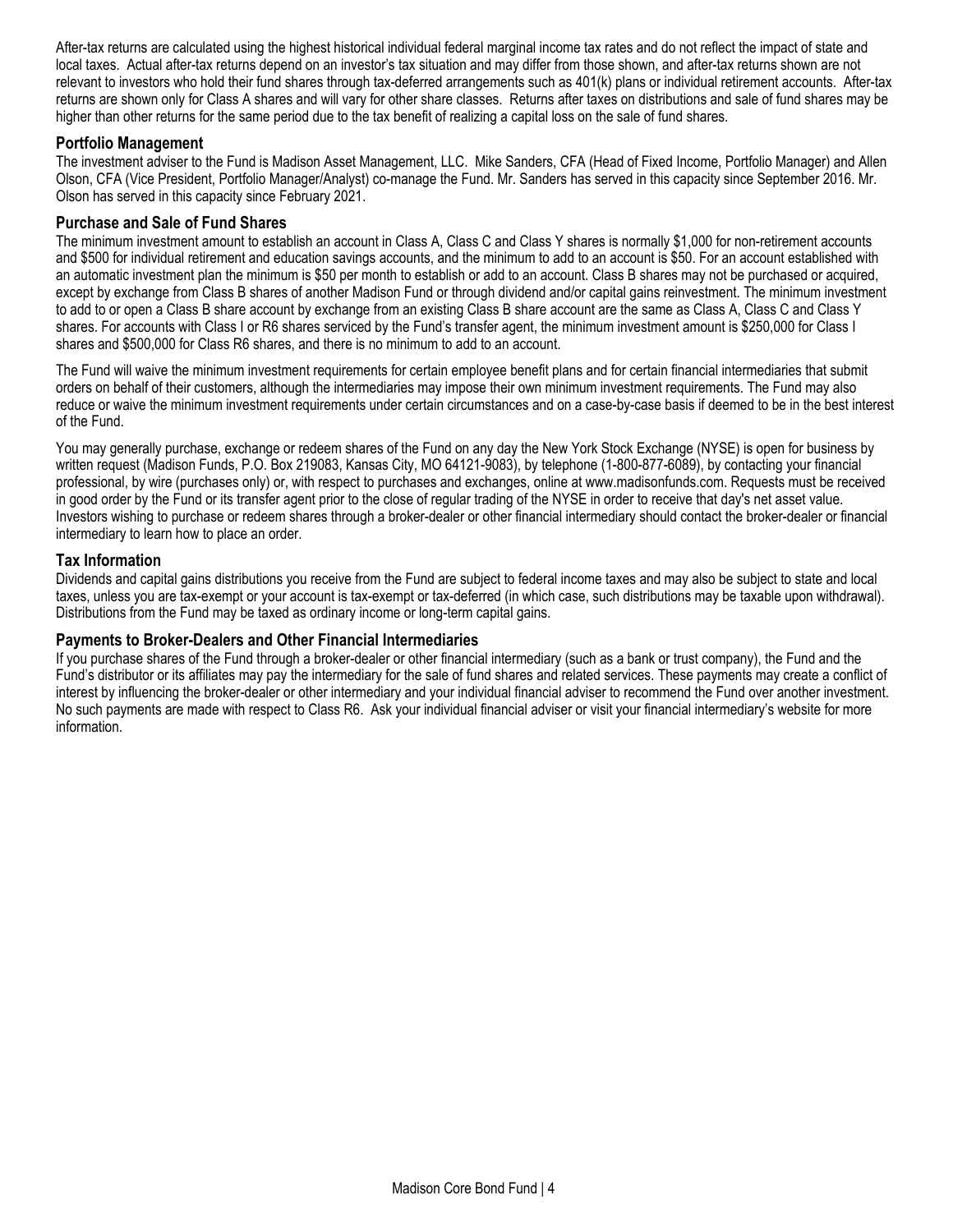After-tax returns are calculated using the highest historical individual federal marginal income tax rates and do not reflect the impact of state and local taxes. Actual after-tax returns depend on an investor's tax situation and may differ from those shown, and after-tax returns shown are not relevant to investors who hold their fund shares through tax-deferred arrangements such as 401(k) plans or individual retirement accounts. After-tax returns are shown only for Class A shares and will vary for other share classes. Returns after taxes on distributions and sale of fund shares may be higher than other returns for the same period due to the tax benefit of realizing a capital loss on the sale of fund shares.

## Portfolio Management

The investment adviser to the Fund is Madison Asset Management, LLC. Mike Sanders, CFA (Head of Fixed Income, Portfolio Manager) and Allen Olson, CFA (Vice President, Portfolio Manager/Analyst) co-manage the Fund. Mr. Sanders has served in this capacity since September 2016. Mr. Olson has served in this capacity since February 2021.

## Purchase and Sale of Fund Shares

The minimum investment amount to establish an account in Class A, Class C and Class Y shares is normally $1,000 for non-retirement accounts and $500 for individual retirement and education savings accounts, and the minimum to add to an account is $50. For an account established with an automatic investment plan the minimum is $50 per month to establish or add to an account. Class B shares may not be purchased or acquired, except by exchange from Class B shares of another Madison Fund or through dividend and/or capital gains reinvestment. The minimum investment to add to or open a Class B share account by exchange from an existing Class B share account are the same as Class A, Class C and Class Y shares. For accounts with Class I or R6 shares serviced by the Fund's transfer agent, the minimum investment amount is $250,000 for Class I shares and $500,000 for Class R6 shares, and there is no minimum to add to an account.

The Fund will waive the minimum investment requirements for certain employee benefit plans and for certain financial intermediaries that submit orders on behalf of their customers, although the intermediaries may impose their own minimum investment requirements. The Fund may also reduce or waive the minimum investment requirements under certain circumstances and on a case-by-case basis if deemed to be in the best interest of the Fund.

You may generally purchase, exchange or redeem shares of the Fund on any day the New York Stock Exchange (NYSE) is open for business by written request (Madison Funds, P.O. Box 219083, Kansas City, MO 64121-9083), by telephone (1-800-877-6089), by contacting your financial professional, by wire (purchases only) or, with respect to purchases and exchanges, online at www.madisonfunds.com. Requests must be received in good order by the Fund or its transfer agent prior to the close of regular trading of the NYSE in order to receive that day's net asset value. Investors wishing to purchase or redeem shares through a broker-dealer or other financial intermediary should contact the broker-dealer or financial intermediary to learn how to place an order.

## Tax Information

Dividends and capital gains distributions you receive from the Fund are subject to federal income taxes and may also be subject to state and local taxes, unless you are tax-exempt or your account is tax-exempt or tax-deferred (in which case, such distributions may be taxable upon withdrawal). Distributions from the Fund may be taxed as ordinary income or long-term capital gains.

## Payments to Broker-Dealers and Other Financial Intermediaries

If you purchase shares of the Fund through a broker-dealer or other financial intermediary (such as a bank or trust company), the Fund and the Fund's distributor or its affiliates may pay the intermediary for the sale of fund shares and related services. These payments may create a conflict of interest by influencing the broker-dealer or other intermediary and your individual financial adviser to recommend the Fund over another investment. No such payments are made with respect to Class R6. Ask your individual financial adviser or visit your financial intermediary's website for more information.